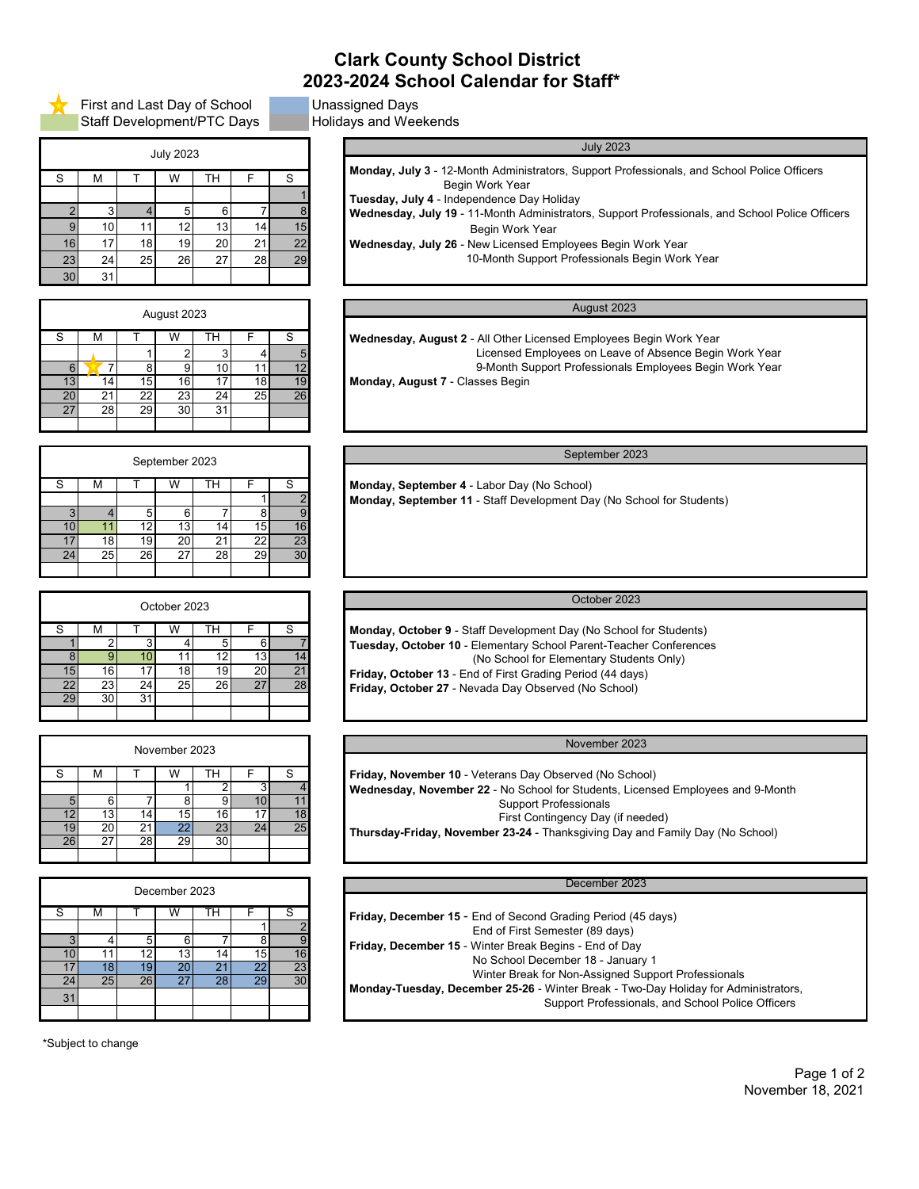# Clark County School District
## 2023-2024 School Calendar for Staff*

★ First and Last Day of School
Staff Development/PTC Days
Unassigned Days
Holidays and Weekends

### July 2023

| S | M | T | W | TH | F | S |
|---|---|---|---|---|---|---|
| | | | | | | 1 |
| 2 | 3 | 4 | 5 | 6 | 7 | 8 |
| 9 | 10 | 11 | 12 | 13 | 14 | 15 |
| 16 | 17 | 18 | 19 | 20 | 21 | 22 |
| 23 | 24 | 25 | 26 | 27 | 28 | 29 |
| 30 | 31 | | | | | |

**July 2023**

**Monday, July 3** - 12-Month Administrators, Support Professionals, and School Police Officers Begin Work Year
**Tuesday, July 4** - Independence Day Holiday
**Wednesday, July 19** - 11-Month Administrators, Support Professionals, and School Police Officers Begin Work Year
**Wednesday, July 26** - New Licensed Employees Begin Work Year
10-Month Support Professionals Begin Work Year

### August 2023

| S | M | T | W | TH | F | S |
|---|---|---|---|---|---|---|
| | | 1 | 2 | 3 | 4 | 5 |
| 6 | ★7 | 8 | 9 | 10 | 11 | 12 |
| 13 | 14 | 15 | 16 | 17 | 18 | 19 |
| 20 | 21 | 22 | 23 | 24 | 25 | 26 |
| 27 | 28 | 29 | 30 | 31 | | |

**August 2023**

**Wednesday, August 2** - All Other Licensed Employees Begin Work Year
Licensed Employees on Leave of Absence Begin Work Year
9-Month Support Professionals Employees Begin Work Year
**Monday, August 7** - Classes Begin

### September 2023

| S | M | T | W | TH | F | S |
|---|---|---|---|---|---|---|
| | | | | | 1 | 2 |
| 3 | 4 | 5 | 6 | 7 | 8 | 9 |
| 10 | 11 | 12 | 13 | 14 | 15 | 16 |
| 17 | 18 | 19 | 20 | 21 | 22 | 23 |
| 24 | 25 | 26 | 27 | 28 | 29 | 30 |

**September 2023**

**Monday, September 4** - Labor Day (No School)
**Monday, September 11** - Staff Development Day (No School for Students)

### October 2023

| S | M | T | W | TH | F | S |
|---|---|---|---|---|---|---|
| 1 | 2 | 3 | 4 | 5 | 6 | 7 |
| 8 | 9 | 10 | 11 | 12 | 13 | 14 |
| 15 | 16 | 17 | 18 | 19 | 20 | 21 |
| 22 | 23 | 24 | 25 | 26 | 27 | 28 |
| 29 | 30 | 31 | | | | |

**October 2023**

**Monday, October 9** - Staff Development Day (No School for Students)
**Tuesday, October 10** - Elementary School Parent-Teacher Conferences
(No School for Elementary Students Only)
**Friday, October 13** - End of First Grading Period (44 days)
**Friday, October 27** - Nevada Day Observed (No School)

### November 2023

| S | M | T | W | TH | F | S |
|---|---|---|---|---|---|---|
| | | | 1 | 2 | 3 | 4 |
| 5 | 6 | 7 | 8 | 9 | 10 | 11 |
| 12 | 13 | 14 | 15 | 16 | 17 | 18 |
| 19 | 20 | 21 | 22 | 23 | 24 | 25 |
| 26 | 27 | 28 | 29 | 30 | | |

**November 2023**

**Friday, November 10** - Veterans Day Observed (No School)
**Wednesday, November 22** - No School for Students, Licensed Employees and 9-Month Support Professionals
First Contingency Day (if needed)
**Thursday-Friday, November 23-24** - Thanksgiving Day and Family Day (No School)

### December 2023

| S | M | T | W | TH | F | S |
|---|---|---|---|---|---|---|
| | | | | | 1 | 2 |
| 3 | 4 | 5 | 6 | 7 | 8 | 9 |
| 10 | 11 | 12 | 13 | 14 | 15 | 16 |
| 17 | 18 | 19 | 20 | 21 | 22 | 23 |
| 24 | 25 | 26 | 27 | 28 | 29 | 30 |
| 31 | | | | | | |

**December 2023**

**Friday, December 15 -** End of Second Grading Period (45 days)
End of First Semester (89 days)
**Friday, December 15** - Winter Break Begins - End of Day
No School December 18 - January 1
Winter Break for Non-Assigned Support Professionals
**Monday-Tuesday, December 25-26** - Winter Break - Two-Day Holiday for Administrators, Support Professionals, and School Police Officers

*Subject to change

November 18, 2021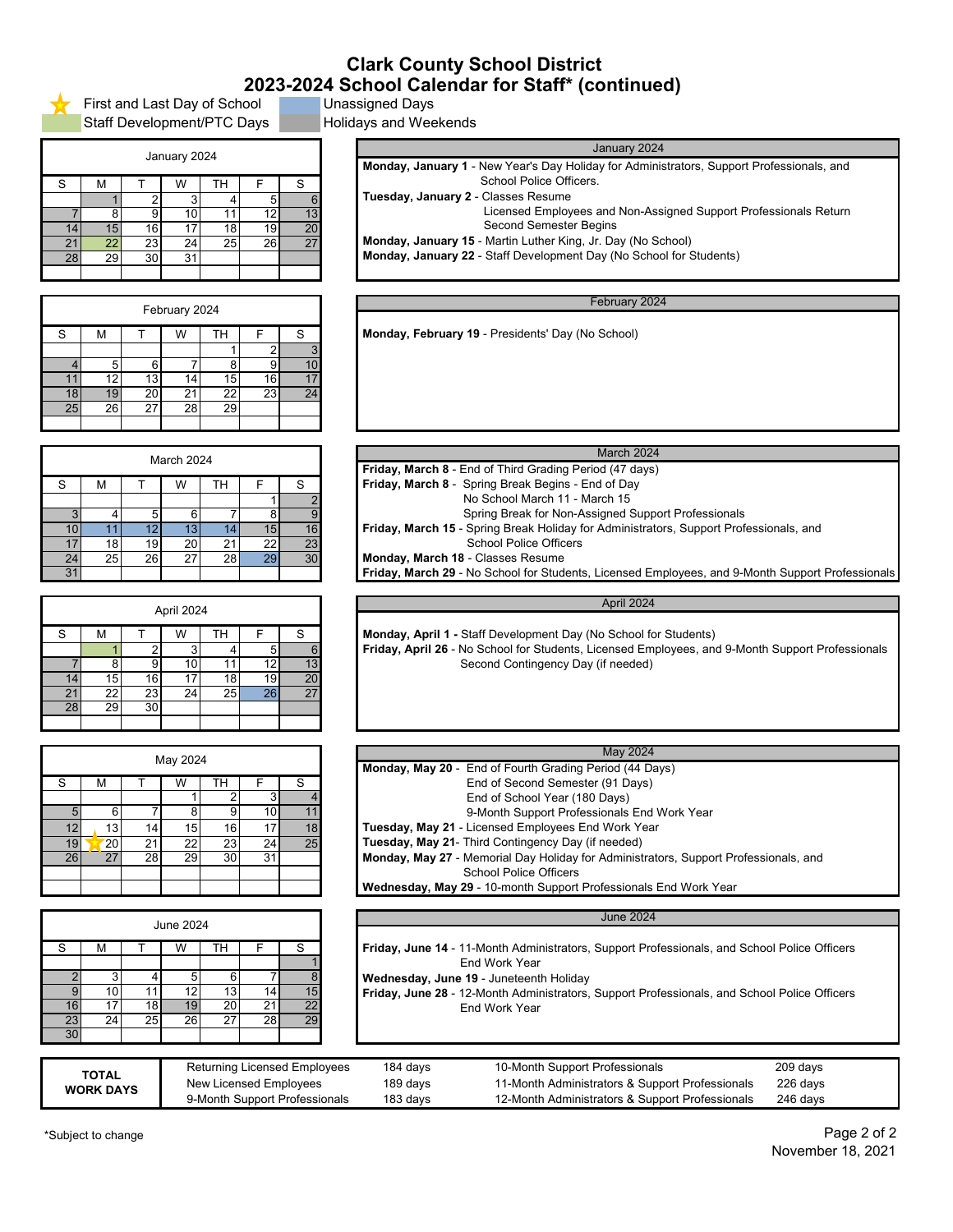# Clark County School District
# 2023-2024 School Calendar for Staff* (continued)

★ First and Last Day of School
Staff Development/PTC Days
Unassigned Days
Holidays and Weekends

**January 2024**

| S | M | T | W | TH | F | S |
|---|---|---|---|---|---|---|
| | 1 | 2 | 3 | 4 | 5 | 6 |
| 7 | 8 | 9 | 10 | 11 | 12 | 13 |
| 14 | 15 | 16 | 17 | 18 | 19 | 20 |
| 21 | 22 | 23 | 24 | 25 | 26 | 27 |
| 28 | 29 | 30 | 31 | | | |

**January 2024**

**Monday, January 1** - New Year's Day Holiday for Administrators, Support Professionals, and School Police Officers.
**Tuesday, January 2** - Classes Resume
Licensed Employees and Non-Assigned Support Professionals Return
Second Semester Begins
**Monday, January 15** - Martin Luther King, Jr. Day (No School)
**Monday, January 22** - Staff Development Day (No School for Students)

**February 2024**

| S | M | T | W | TH | F | S |
|---|---|---|---|---|---|---|
| | | | | 1 | 2 | 3 |
| 4 | 5 | 6 | 7 | 8 | 9 | 10 |
| 11 | 12 | 13 | 14 | 15 | 16 | 17 |
| 18 | 19 | 20 | 21 | 22 | 23 | 24 |
| 25 | 26 | 27 | 28 | 29 | | |

**February 2024**

**Monday, February 19** - Presidents' Day (No School)

**March 2024**

| S | M | T | W | TH | F | S |
|---|---|---|---|---|---|---|
| | | | | | 1 | 2 |
| 3 | 4 | 5 | 6 | 7 | 8 | 9 |
| 10 | 11 | 12 | 13 | 14 | 15 | 16 |
| 17 | 18 | 19 | 20 | 21 | 22 | 23 |
| 24 | 25 | 26 | 27 | 28 | 29 | 30 |
| 31 | | | | | | |

**March 2024**

**Friday, March 8** - End of Third Grading Period (47 days)
**Friday, March 8** - Spring Break Begins - End of Day
No School March 11 - March 15
Spring Break for Non-Assigned Support Professionals
**Friday, March 15** - Spring Break Holiday for Administrators, Support Professionals, and School Police Officers
**Monday, March 18** - Classes Resume
**Friday, March 29** - No School for Students, Licensed Employees, and 9-Month Support Professionals

**April 2024**

| S | M | T | W | TH | F | S |
|---|---|---|---|---|---|---|
| | 1 | 2 | 3 | 4 | 5 | 6 |
| 7 | 8 | 9 | 10 | 11 | 12 | 13 |
| 14 | 15 | 16 | 17 | 18 | 19 | 20 |
| 21 | 22 | 23 | 24 | 25 | 26 | 27 |
| 28 | 29 | 30 | | | | |

**April 2024**

**Monday, April 1 -** Staff Development Day (No School for Students)
**Friday, April 26** - No School for Students, Licensed Employees, and 9-Month Support Professionals
Second Contingency Day (if needed)

**May 2024**

| S | M | T | W | TH | F | S |
|---|---|---|---|---|---|---|
| | | | 1 | 2 | 3 | 4 |
| 5 | 6 | 7 | 8 | 9 | 10 | 11 |
| 12 | 13 | 14 | 15 | 16 | 17 | 18 |
| 19 | ★20 | 21 | 22 | 23 | 24 | 25 |
| 26 | 27 | 28 | 29 | 30 | 31 | |

**May 2024**

**Monday, May 20** - End of Fourth Grading Period (44 Days)
End of Second Semester (91 Days)
End of School Year (180 Days)
9-Month Support Professionals End Work Year
**Tuesday, May 21** - Licensed Employees End Work Year
**Tuesday, May 21**- Third Contingency Day (if needed)
**Monday, May 27** - Memorial Day Holiday for Administrators, Support Professionals, and School Police Officers
**Wednesday, May 29** - 10-month Support Professionals End Work Year

**June 2024**

| S | M | T | W | TH | F | S |
|---|---|---|---|---|---|---|
| | | | | | | 1 |
| 2 | 3 | 4 | 5 | 6 | 7 | 8 |
| 9 | 10 | 11 | 12 | 13 | 14 | 15 |
| 16 | 17 | 18 | 19 | 20 | 21 | 22 |
| 23 | 24 | 25 | 26 | 27 | 28 | 29 |
| 30 | | | | | | |

**June 2024**

**Friday, June 14** - 11-Month Administrators, Support Professionals, and School Police Officers End Work Year
**Wednesday, June 19** - Juneteenth Holiday
**Friday, June 28** - 12-Month Administrators, Support Professionals, and School Police Officers End Work Year

| | | | | |
|---|---|---|---|---|
| **TOTAL WORK DAYS** | Returning Licensed Employees | 184 days | 10-Month Support Professionals | 209 days |
| | New Licensed Employees | 189 days | 11-Month Administrators & Support Professionals | 226 days |
| | 9-Month Support Professionals | 183 days | 12-Month Administrators & Support Professionals | 246 days |

*Subject to change

November 18, 2021